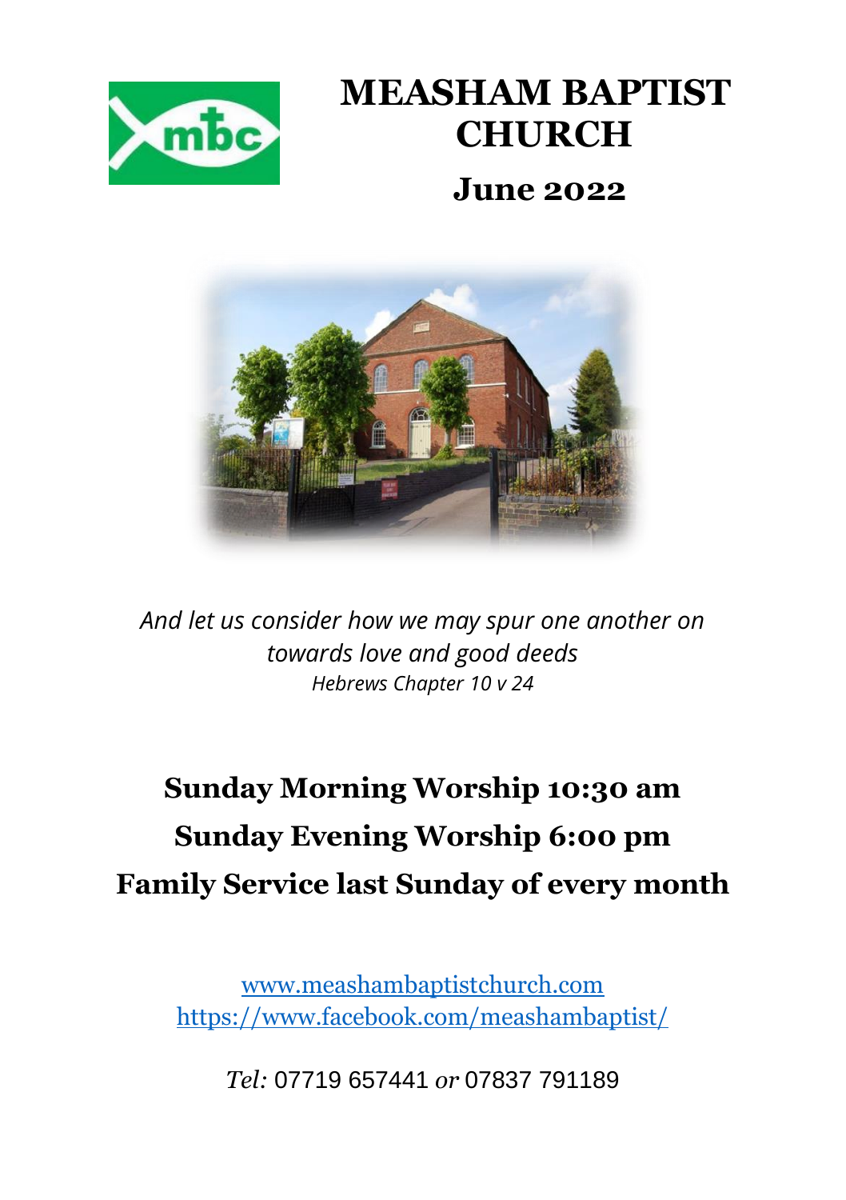# MEASHAM BAPTIST CHURCH

## June 2022

*And let us consider how we may spur one another on towards love and good deeds*
*Hebrews Chapter 10 v 24*

**Sunday Morning Worship 10:30 am**

**Sunday Evening Worship 6:00 pm**

**Family Service last Sunday of every month**

www.meashambaptistchurch.com
https://www.facebook.com/meashambaptist/

*Tel:* 07719 657441 *or* 07837 791189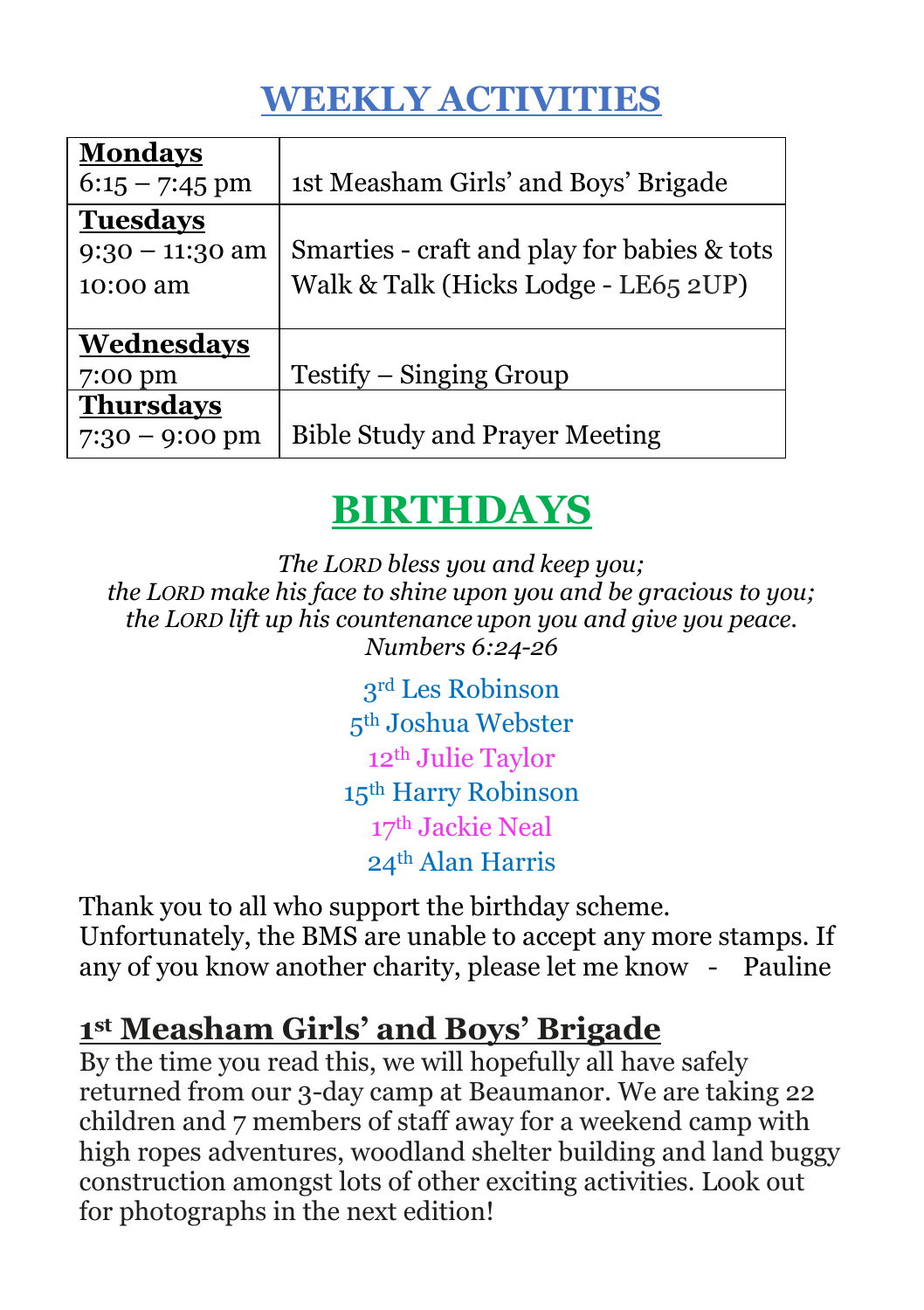# WEEKLY ACTIVITIES

| | |
|---|---|
| **Mondays**<br>6:15 – 7:45 pm | 1st Measham Girls' and Boys' Brigade |
| **Tuesdays**<br>9:30 – 11:30 am<br>10:00 am | Smarties - craft and play for babies & tots<br>Walk & Talk (Hicks Lodge - LE65 2UP) |
| **Wednesdays**<br>7:00 pm | Testify – Singing Group |
| **Thursdays**<br>7:30 – 9:00 pm | Bible Study and Prayer Meeting |

# BIRTHDAYS

*The LORD bless you and keep you;*
*the LORD make his face to shine upon you and be gracious to you;*
*the LORD lift up his countenance upon you and give you peace.*
*Numbers 6:24-26*

3rd Les Robinson
5th Joshua Webster
12th Julie Taylor
15th Harry Robinson
17th Jackie Neal
24th Alan Harris

Thank you to all who support the birthday scheme. Unfortunately, the BMS are unable to accept any more stamps. If any of you know another charity, please let me know - Pauline

## 1st Measham Girls' and Boys' Brigade

By the time you read this, we will hopefully all have safely returned from our 3-day camp at Beaumanor. We are taking 22 children and 7 members of staff away for a weekend camp with high ropes adventures, woodland shelter building and land buggy construction amongst lots of other exciting activities. Look out for photographs in the next edition!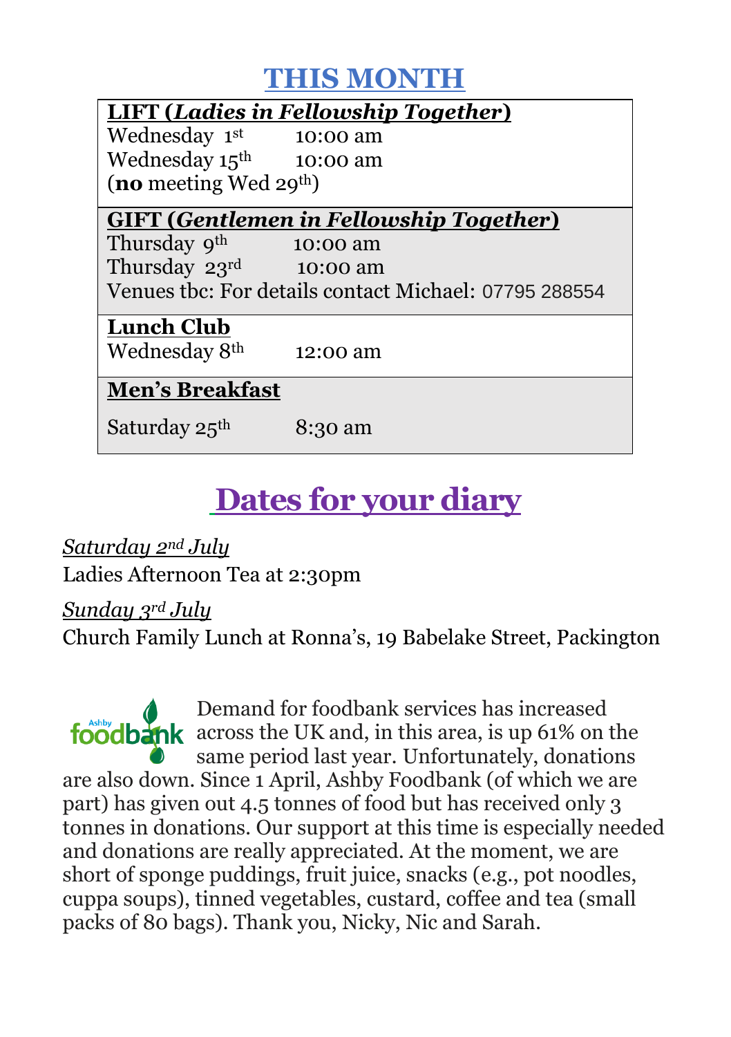# THIS MONTH

| **LIFT (*Ladies in Fellowship Together*)** | |
|---|---|
| Wednesday 1st | 10:00 am |
| Wednesday 15th | 10:00 am |
| (**no** meeting Wed 29th) | |
| **GIFT (*Gentlemen in Fellowship Together*)** | |
| Thursday 9th | 10:00 am |
| Thursday 23rd | 10:00 am |
| Venues tbc: For details contact Michael: 07795 288554 | |
| **Lunch Club** | |
| Wednesday 8th | 12:00 am |
| **Men's Breakfast** | |
| Saturday 25th | 8:30 am |

# Dates for your diary

*Saturday 2nd July*

Ladies Afternoon Tea at 2:30pm

*Sunday 3rd July*

Church Family Lunch at Ronna's, 19 Babelake Street, Packington

Ashby foodbank

Demand for foodbank services has increased across the UK and, in this area, is up 61% on the same period last year. Unfortunately, donations are also down. Since 1 April, Ashby Foodbank (of which we are part) has given out 4.5 tonnes of food but has received only 3 tonnes in donations. Our support at this time is especially needed and donations are really appreciated. At the moment, we are short of sponge puddings, fruit juice, snacks (e.g., pot noodles, cuppa soups), tinned vegetables, custard, coffee and tea (small packs of 80 bags). Thank you, Nicky, Nic and Sarah.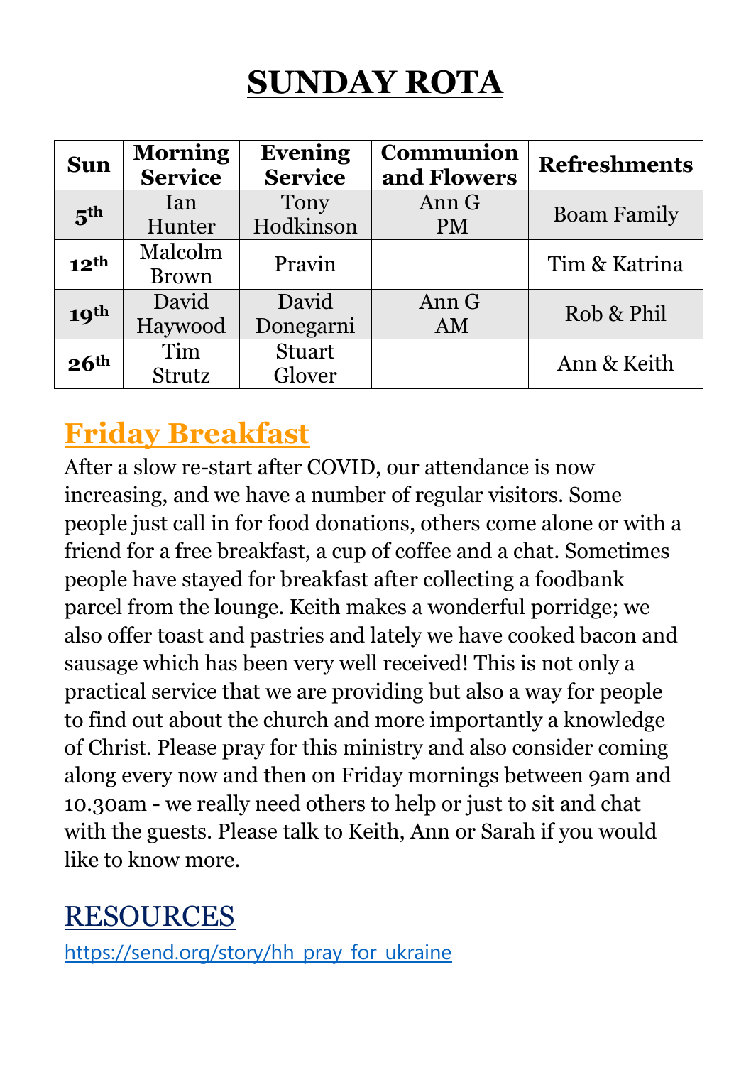# SUNDAY ROTA

| Sun | Morning Service | Evening Service | Communion and Flowers | Refreshments |
|---|---|---|---|---|
| 5th | Ian Hunter | Tony Hodkinson | Ann G PM | Boam Family |
| 12th | Malcolm Brown | Pravin | | Tim & Katrina |
| 19th | David Haywood | David Donegarni | Ann G AM | Rob & Phil |
| 26th | Tim Strutz | Stuart Glover | | Ann & Keith |

## Friday Breakfast

After a slow re-start after COVID, our attendance is now increasing, and we have a number of regular visitors. Some people just call in for food donations, others come alone or with a friend for a free breakfast, a cup of coffee and a chat. Sometimes people have stayed for breakfast after collecting a foodbank parcel from the lounge. Keith makes a wonderful porridge; we also offer toast and pastries and lately we have cooked bacon and sausage which has been very well received! This is not only a practical service that we are providing but also a way for people to find out about the church and more importantly a knowledge of Christ. Please pray for this ministry and also consider coming along every now and then on Friday mornings between 9am and 10.30am - we really need others to help or just to sit and chat with the guests. Please talk to Keith, Ann or Sarah if you would like to know more.

## RESOURCES

https://send.org/story/hh_pray_for_ukraine